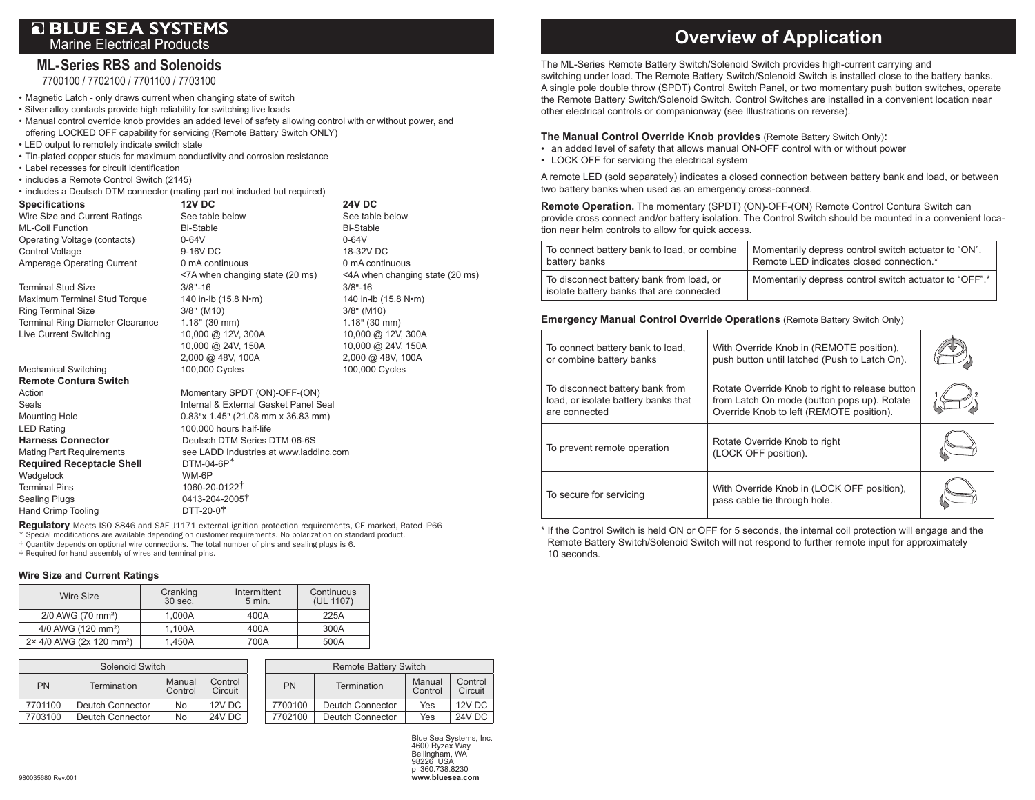# BLUE SEA SYSTEMS
Marine Electrical Products

## ML-Series RBS and Solenoids

7700100 / 7702100 / 7701100 / 7703100

- Magnetic Latch - only draws current when changing state of switch
- Silver alloy contacts provide high reliability for switching live loads
- Manual control override knob provides an added level of safety allowing control with or without power, and offering LOCKED OFF capability for servicing (Remote Battery Switch ONLY)
- LED output to remotely indicate switch state
- Tin-plated copper studs for maximum conductivity and corrosion resistance
- Label recesses for circuit identification
- includes a Remote Control Switch (2145)
- includes a Deutsch DTM connector (mating part not included but required)

| **Specifications** | **12V DC** | **24V DC** |
|---|---|---|
| Wire Size and Current Ratings | See table below | See table below |
| ML-Coil Function | Bi-Stable | Bi-Stable |
| Operating Voltage (contacts) | 0-64V | 0-64V |
| Control Voltage | 9-16V DC | 18-32V DC |
| Amperage Operating Current | 0 mA continuous<br><7A when changing state (20 ms) | 0 mA continuous<br><4A when changing state (20 ms) |
| Terminal Stud Size | 3/8"-16 | 3/8"-16 |
| Maximum Terminal Stud Torque | 140 in-lb (15.8 N•m) | 140 in-lb (15.8 N•m) |
| Ring Terminal Size | 3/8" (M10) | 3/8" (M10) |
| Terminal Ring Diameter Clearance | 1.18" (30 mm) | 1.18" (30 mm) |
| Live Current Switching | 10,000 @ 12V, 300A<br>10,000 @ 24V, 150A<br>2,000 @ 48V, 100A | 10,000 @ 12V, 300A<br>10,000 @ 24V, 150A<br>2,000 @ 48V, 100A |
| Mechanical Switching | 100,000 Cycles | 100,000 Cycles |

**Remote Contura Switch**

| | |
|---|---|
| Action | Momentary SPDT (ON)-OFF-(ON) |
| Seals | Internal & External Gasket Panel Seal |
| Mounting Hole | 0.83"x 1.45" (21.08 mm x 36.83 mm) |
| LED Rating | 100,000 hours half-life |
| **Harness Connector** | Deutsch DTM Series DTM 06-6S |
| Mating Part Requirements | see LADD Industries at www.laddinc.com |
| **Required Receptacle Shell** | DTM-04-6P* |
| Wedgelock | WM-6P |
| Terminal Pins | 1060-20-0122† |
| Sealing Plugs | 0413-204-2005† |
| Hand Crimp Tooling | DTT-20-0‡ |

**Regulatory** Meets ISO 8846 and SAE J1171 external ignition protection requirements, CE marked, Rated IP66

\* Special modifications are available depending on customer requirements. No polarization on standard product.

† Quantity depends on optional wire connections. The total number of pins and sealing plugs is 6.

‡ Required for hand assembly of wires and terminal pins.

### Wire Size and Current Ratings

| Wire Size | Cranking 30 sec. | Intermittent 5 min. | Continuous (UL 1107) |
|---|---|---|---|
| 2/0 AWG (70 mm²) | 1,000A | 400A | 225A |
| 4/0 AWG (120 mm²) | 1,100A | 400A | 300A |
| 2× 4/0 AWG (2x 120 mm²) | 1,450A | 700A | 500A |

| Solenoid Switch | | | |
|---|---|---|---|
| PN | Termination | Manual Control | Control Circuit |
| 7701100 | Deutch Connector | No | 12V DC |
| 7703100 | Deutch Connector | No | 24V DC |

| Remote Battery Switch | | | |
|---|---|---|---|
| PN | Termination | Manual Control | Control Circuit |
| 7700100 | Deutch Connector | Yes | 12V DC |
| 7702100 | Deutch Connector | Yes | 24V DC |

Blue Sea Systems, Inc.
4600 Ryzex Way
Bellingham, WA
98226 USA
p 360.738.8230
**www.bluesea.com**

980035680 Rev.001

# Overview of Application

The ML-Series Remote Battery Switch/Solenoid Switch provides high-current carrying and switching under load. The Remote Battery Switch/Solenoid Switch is installed close to the battery banks. A single pole double throw (SPDT) Control Switch Panel, or two momentary push button switches, operate the Remote Battery Switch/Solenoid Switch. Control Switches are installed in a convenient location near other electrical controls or companionway (see Illustrations on reverse).

**The Manual Control Override Knob provides** (Remote Battery Switch Only)**:**

- an added level of safety that allows manual ON-OFF control with or without power
- LOCK OFF for servicing the electrical system

A remote LED (sold separately) indicates a closed connection between battery bank and load, or between two battery banks when used as an emergency cross-connect.

**Remote Operation.** The momentary (SPDT) (ON)-OFF-(ON) Remote Control Contura Switch can provide cross connect and/or battery isolation. The Control Switch should be mounted in a convenient location near helm controls to allow for quick access.

| | |
|---|---|
| To connect battery bank to load, or combine battery banks | Momentarily depress control switch actuator to "ON". Remote LED indicates closed connection.* |
| To disconnect battery bank from load, or isolate battery banks that are connected | Momentarily depress control switch actuator to "OFF".* |

**Emergency Manual Control Override Operations** (Remote Battery Switch Only)

| | | |
|---|---|---|
| To connect battery bank to load, or combine battery banks | With Override Knob in (REMOTE position), push button until latched (Push to Latch On). | |
| To disconnect battery bank from load, or isolate battery banks that are connected | Rotate Override Knob to right to release button from Latch On mode (button pops up). Rotate Override Knob to left (REMOTE position). | |
| To prevent remote operation | Rotate Override Knob to right (LOCK OFF position). | |
| To secure for servicing | With Override Knob in (LOCK OFF position), pass cable tie through hole. | |

\* If the Control Switch is held ON or OFF for 5 seconds, the internal coil protection will engage and the Remote Battery Switch/Solenoid Switch will not respond to further remote input for approximately 10 seconds.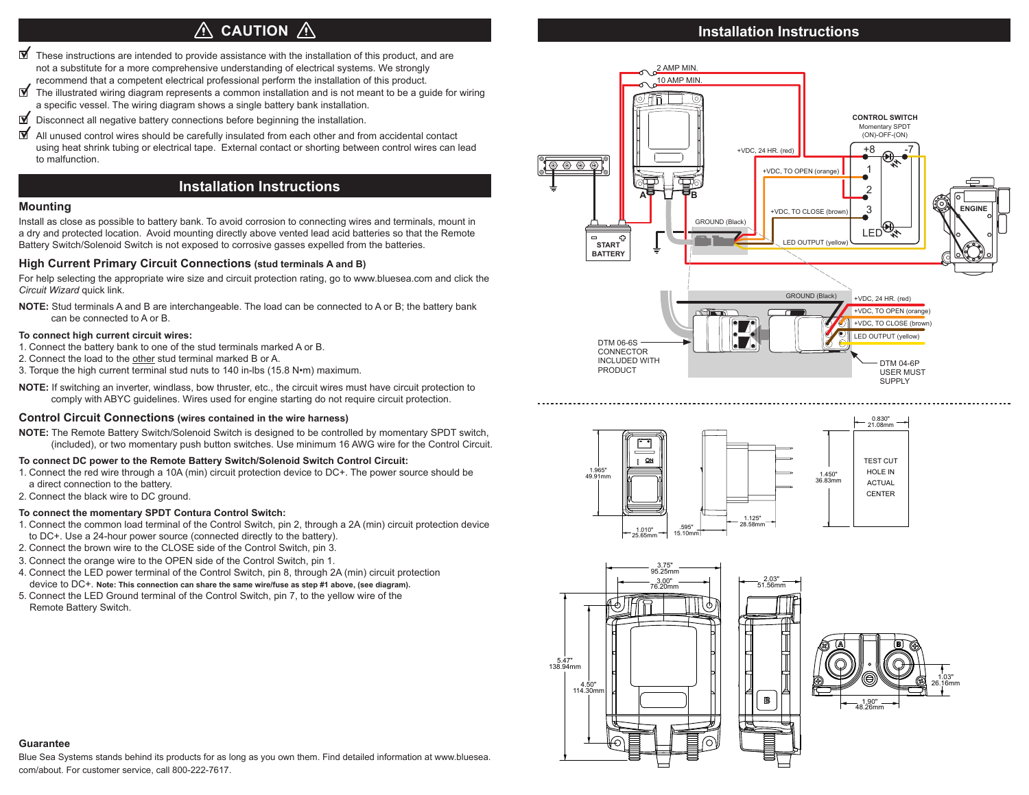# ⚠ CAUTION ⚠

- ☑ These instructions are intended to provide assistance with the installation of this product, and are not a substitute for a more comprehensive understanding of electrical systems. We strongly recommend that a competent electrical professional perform the installation of this product.
- ☑ The illustrated wiring diagram represents a common installation and is not meant to be a guide for wiring a specific vessel. The wiring diagram shows a single battery bank installation.
- ☑ Disconnect all negative battery connections before beginning the installation.
- ☑ All unused control wires should be carefully insulated from each other and from accidental contact using heat shrink tubing or electrical tape. External contact or shorting between control wires can lead to malfunction.

# Installation Instructions

## Mounting

Install as close as possible to battery bank. To avoid corrosion to connecting wires and terminals, mount in a dry and protected location. Avoid mounting directly above vented lead acid batteries so that the Remote Battery Switch/Solenoid Switch is not exposed to corrosive gasses expelled from the batteries.

## High Current Primary Circuit Connections (stud terminals A and B)

For help selecting the appropriate wire size and circuit protection rating, go to www.bluesea.com and click the *Circuit Wizard* quick link.

**NOTE:** Stud terminals A and B are interchangeable. The load can be connected to A or B; the battery bank can be connected to A or B.

**To connect high current circuit wires:**

1. Connect the battery bank to one of the stud terminals marked A or B.
2. Connect the load to the other stud terminal marked B or A.
3. Torque the high current terminal stud nuts to 140 in-lbs (15.8 N•m) maximum.

**NOTE:** If switching an inverter, windlass, bow thruster, etc., the circuit wires must have circuit protection to comply with ABYC guidelines. Wires used for engine starting do not require circuit protection.

## Control Circuit Connections (wires contained in the wire harness)

**NOTE:** The Remote Battery Switch/Solenoid Switch is designed to be controlled by momentary SPDT switch, (included), or two momentary push button switches. Use minimum 16 AWG wire for the Control Circuit.

**To connect DC power to the Remote Battery Switch/Solenoid Switch Control Circuit:**

1. Connect the red wire through a 10A (min) circuit protection device to DC+. The power source should be a direct connection to the battery.
2. Connect the black wire to DC ground.

**To connect the momentary SPDT Contura Control Switch:**

1. Connect the common load terminal of the Control Switch, pin 2, through a 2A (min) circuit protection device to DC+. Use a 24-hour power source (connected directly to the battery).
2. Connect the brown wire to the CLOSE side of the Control Switch, pin 3.
3. Connect the orange wire to the OPEN side of the Control Switch, pin 1.
4. Connect the LED power terminal of the Control Switch, pin 8, through 2A (min) circuit protection device to DC+. **Note: This connection can share the same wire/fuse as step #1 above, (see diagram).**
5. Connect the LED Ground terminal of the Control Switch, pin 7, to the yellow wire of the Remote Battery Switch.

## Guarantee

Blue Sea Systems stands behind its products for as long as you own them. Find detailed information at www.bluesea.com/about. For customer service, call 800-222-7617.

# Installation Instructions

2 AMP MIN.
10 AMP MIN.
A
B
START BATTERY
CONTROL SWITCH
Momentary SPDT
(ON)-OFF-(ON)
+VDC, 24 HR. (red)
+VDC, TO OPEN (orange)
+VDC, TO CLOSE (brown)
GROUND (Black)
LED OUTPUT (yellow)
+8
-7
1
2
3
LED
ENGINE

GROUND (Black)
+VDC, 24 HR. (red)
+VDC, TO OPEN (orange)
+VDC, TO CLOSE (brown)
LED OUTPUT (yellow)
DTM 06-6S CONNECTOR INCLUDED WITH PRODUCT
DTM 04-6P USER MUST SUPPLY

1.965" 49.91mm
1.010" 25.65mm
.595" 15.10mm
1.125" 28.58mm
0.830" 21.08mm
1.450" 36.83mm
TEST CUT HOLE IN ACTUAL CENTER
ON

3.75" 95.25mm
3.00" 76.20mm
5.47" 138.94mm
4.50" 114.30mm
2.03" 51.56mm
1.03" 26.16mm
1.90" 48.26mm